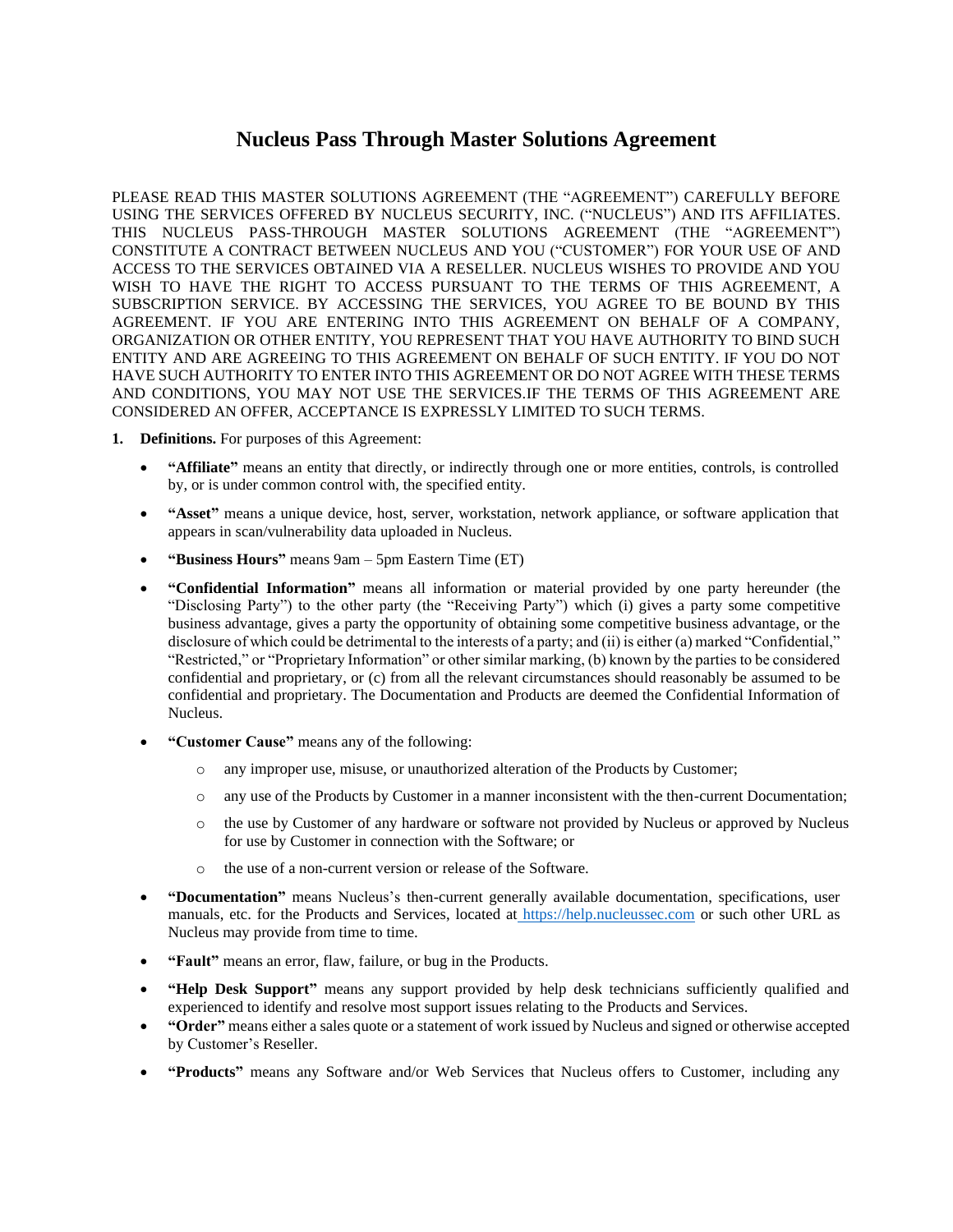# Nucleus Pass Through Master Solutions Agreement

PLEASE READ THIS MASTER SOLUTIONS AGREEMENT (THE "AGREEMENT") CAREFULLY BEFORE USING THE SERVICES OFFERED BY NUCLEUS SECURITY, INC. ("NUCLEUS") AND ITS AFFILIATES. THIS NUCLEUS PASS-THROUGH MASTER SOLUTIONS AGREEMENT (THE "AGREEMENT") CONSTITUTE A CONTRACT BETWEEN NUCLEUS AND YOU ("CUSTOMER") FOR YOUR USE OF AND ACCESS TO THE SERVICES OBTAINED VIA A RESELLER. NUCLEUS WISHES TO PROVIDE AND YOU WISH TO HAVE THE RIGHT TO ACCESS PURSUANT TO THE TERMS OF THIS AGREEMENT, A SUBSCRIPTION SERVICE. BY ACCESSING THE SERVICES, YOU AGREE TO BE BOUND BY THIS AGREEMENT. IF YOU ARE ENTERING INTO THIS AGREEMENT ON BEHALF OF A COMPANY, ORGANIZATION OR OTHER ENTITY, YOU REPRESENT THAT YOU HAVE AUTHORITY TO BIND SUCH ENTITY AND ARE AGREEING TO THIS AGREEMENT ON BEHALF OF SUCH ENTITY. IF YOU DO NOT HAVE SUCH AUTHORITY TO ENTER INTO THIS AGREEMENT OR DO NOT AGREE WITH THESE TERMS AND CONDITIONS, YOU MAY NOT USE THE SERVICES.IF THE TERMS OF THIS AGREEMENT ARE CONSIDERED AN OFFER, ACCEPTANCE IS EXPRESSLY LIMITED TO SUCH TERMS.

1. **Definitions.** For purposes of this Agreement:

- **"Affiliate"** means an entity that directly, or indirectly through one or more entities, controls, is controlled by, or is under common control with, the specified entity.
- **"Asset"** means a unique device, host, server, workstation, network appliance, or software application that appears in scan/vulnerability data uploaded in Nucleus.
- **"Business Hours"** means 9am – 5pm Eastern Time (ET)
- **"Confidential Information"** means all information or material provided by one party hereunder (the "Disclosing Party") to the other party (the "Receiving Party") which (i) gives a party some competitive business advantage, gives a party the opportunity of obtaining some competitive business advantage, or the disclosure of which could be detrimental to the interests of a party; and (ii) is either (a) marked "Confidential," "Restricted," or "Proprietary Information" or other similar marking, (b) known by the parties to be considered confidential and proprietary, or (c) from all the relevant circumstances should reasonably be assumed to be confidential and proprietary. The Documentation and Products are deemed the Confidential Information of Nucleus.
- **"Customer Cause"** means any of the following:
    - any improper use, misuse, or unauthorized alteration of the Products by Customer;
    - any use of the Products by Customer in a manner inconsistent with the then-current Documentation;
    - the use by Customer of any hardware or software not provided by Nucleus or approved by Nucleus for use by Customer in connection with the Software; or
    - the use of a non-current version or release of the Software.
- **"Documentation"** means Nucleus's then-current generally available documentation, specifications, user manuals, etc. for the Products and Services, located at https://help.nucleussec.com or such other URL as Nucleus may provide from time to time.
- **"Fault"** means an error, flaw, failure, or bug in the Products.
- **"Help Desk Support"** means any support provided by help desk technicians sufficiently qualified and experienced to identify and resolve most support issues relating to the Products and Services.
- **"Order"** means either a sales quote or a statement of work issued by Nucleus and signed or otherwise accepted by Customer's Reseller.
- **"Products"** means any Software and/or Web Services that Nucleus offers to Customer, including any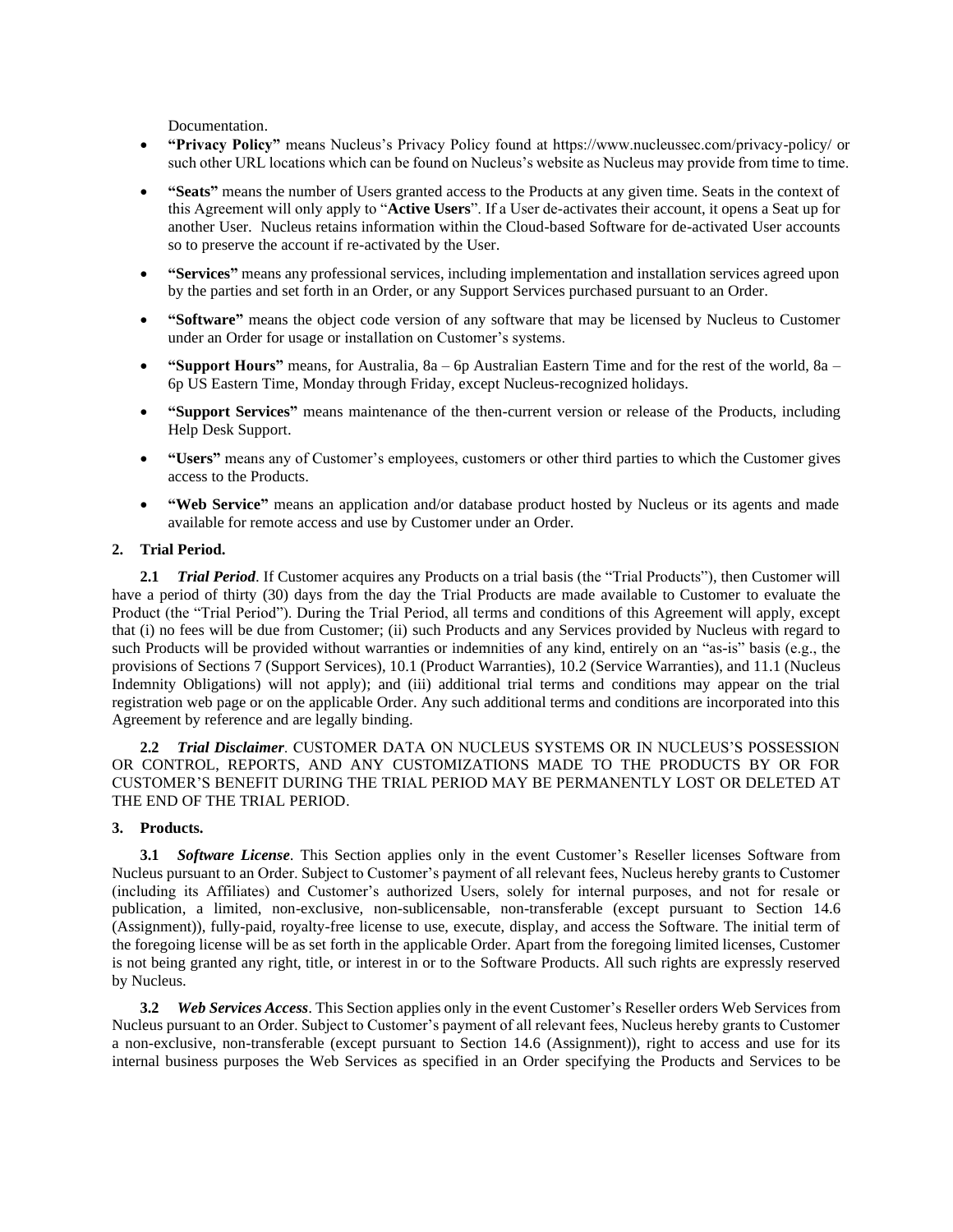Documentation.

- **"Privacy Policy"** means Nucleus's Privacy Policy found at https://www.nucleussec.com/privacy-policy/ or such other URL locations which can be found on Nucleus's website as Nucleus may provide from time to time.
- **"Seats"** means the number of Users granted access to the Products at any given time. Seats in the context of this Agreement will only apply to "**Active Users**". If a User de-activates their account, it opens a Seat up for another User. Nucleus retains information within the Cloud-based Software for de-activated User accounts so to preserve the account if re-activated by the User.
- **"Services"** means any professional services, including implementation and installation services agreed upon by the parties and set forth in an Order, or any Support Services purchased pursuant to an Order.
- **"Software"** means the object code version of any software that may be licensed by Nucleus to Customer under an Order for usage or installation on Customer's systems.
- **"Support Hours"** means, for Australia, 8a – 6p Australian Eastern Time and for the rest of the world, 8a – 6p US Eastern Time, Monday through Friday, except Nucleus-recognized holidays.
- **"Support Services"** means maintenance of the then-current version or release of the Products, including Help Desk Support.
- **"Users"** means any of Customer's employees, customers or other third parties to which the Customer gives access to the Products.
- **"Web Service"** means an application and/or database product hosted by Nucleus or its agents and made available for remote access and use by Customer under an Order.

**2. Trial Period.**

**2.1** ***Trial Period***. If Customer acquires any Products on a trial basis (the "Trial Products"), then Customer will have a period of thirty (30) days from the day the Trial Products are made available to Customer to evaluate the Product (the "Trial Period"). During the Trial Period, all terms and conditions of this Agreement will apply, except that (i) no fees will be due from Customer; (ii) such Products and any Services provided by Nucleus with regard to such Products will be provided without warranties or indemnities of any kind, entirely on an "as-is" basis (e.g., the provisions of Sections 7 (Support Services), 10.1 (Product Warranties), 10.2 (Service Warranties), and 11.1 (Nucleus Indemnity Obligations) will not apply); and (iii) additional trial terms and conditions may appear on the trial registration web page or on the applicable Order. Any such additional terms and conditions are incorporated into this Agreement by reference and are legally binding.

**2.2** ***Trial Disclaimer***. CUSTOMER DATA ON NUCLEUS SYSTEMS OR IN NUCLEUS'S POSSESSION OR CONTROL, REPORTS, AND ANY CUSTOMIZATIONS MADE TO THE PRODUCTS BY OR FOR CUSTOMER'S BENEFIT DURING THE TRIAL PERIOD MAY BE PERMANENTLY LOST OR DELETED AT THE END OF THE TRIAL PERIOD.

**3. Products.**

**3.1** ***Software License***. This Section applies only in the event Customer's Reseller licenses Software from Nucleus pursuant to an Order. Subject to Customer's payment of all relevant fees, Nucleus hereby grants to Customer (including its Affiliates) and Customer's authorized Users, solely for internal purposes, and not for resale or publication, a limited, non-exclusive, non-sublicensable, non-transferable (except pursuant to Section 14.6 (Assignment)), fully-paid, royalty-free license to use, execute, display, and access the Software. The initial term of the foregoing license will be as set forth in the applicable Order. Apart from the foregoing limited licenses, Customer is not being granted any right, title, or interest in or to the Software Products. All such rights are expressly reserved by Nucleus.

**3.2** ***Web Services Access***. This Section applies only in the event Customer's Reseller orders Web Services from Nucleus pursuant to an Order. Subject to Customer's payment of all relevant fees, Nucleus hereby grants to Customer a non-exclusive, non-transferable (except pursuant to Section 14.6 (Assignment)), right to access and use for its internal business purposes the Web Services as specified in an Order specifying the Products and Services to be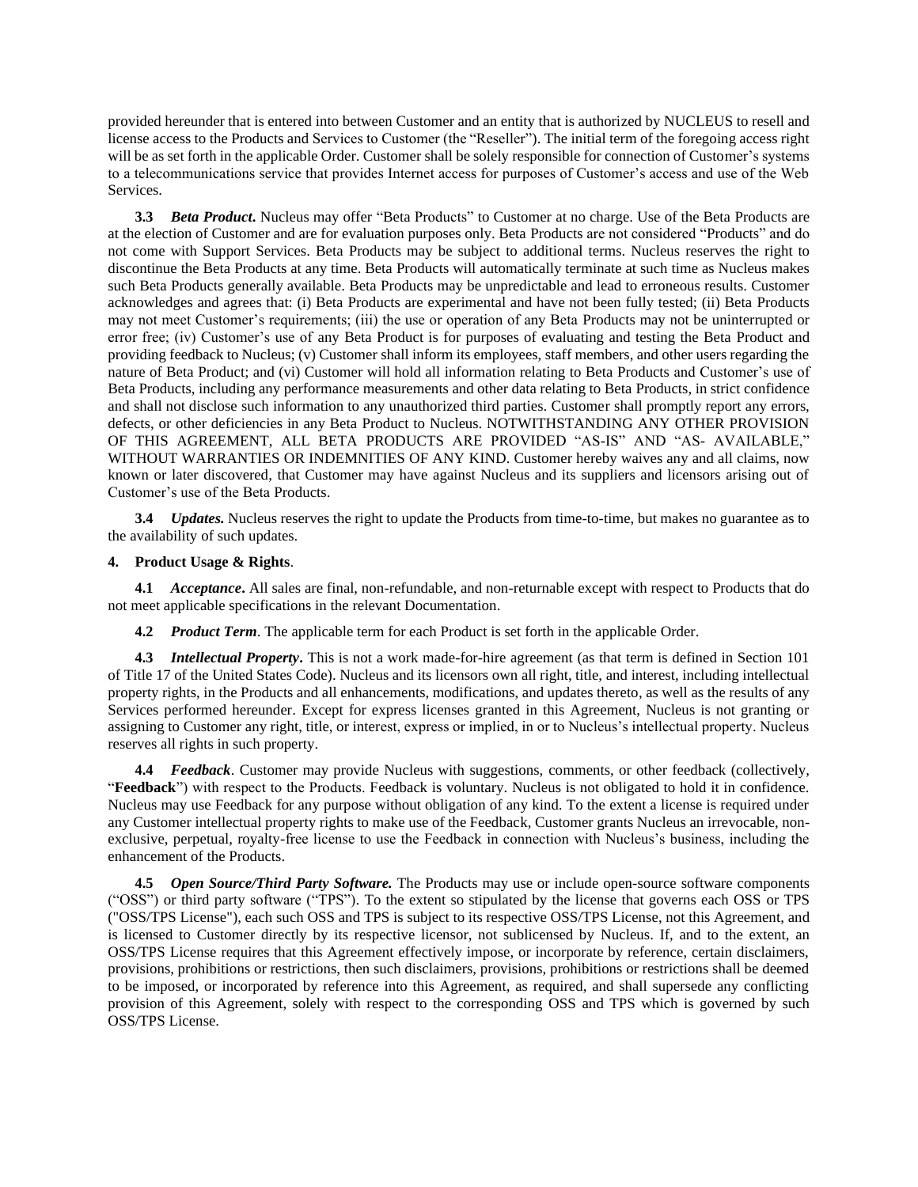provided hereunder that is entered into between Customer and an entity that is authorized by NUCLEUS to resell and license access to the Products and Services to Customer (the "Reseller"). The initial term of the foregoing access right will be as set forth in the applicable Order. Customer shall be solely responsible for connection of Customer's systems to a telecommunications service that provides Internet access for purposes of Customer's access and use of the Web Services.

**3.3** ***Beta Product*.** Nucleus may offer "Beta Products" to Customer at no charge. Use of the Beta Products are at the election of Customer and are for evaluation purposes only. Beta Products are not considered "Products" and do not come with Support Services. Beta Products may be subject to additional terms. Nucleus reserves the right to discontinue the Beta Products at any time. Beta Products will automatically terminate at such time as Nucleus makes such Beta Products generally available. Beta Products may be unpredictable and lead to erroneous results. Customer acknowledges and agrees that: (i) Beta Products are experimental and have not been fully tested; (ii) Beta Products may not meet Customer's requirements; (iii) the use or operation of any Beta Products may not be uninterrupted or error free; (iv) Customer's use of any Beta Product is for purposes of evaluating and testing the Beta Product and providing feedback to Nucleus; (v) Customer shall inform its employees, staff members, and other users regarding the nature of Beta Product; and (vi) Customer will hold all information relating to Beta Products and Customer's use of Beta Products, including any performance measurements and other data relating to Beta Products, in strict confidence and shall not disclose such information to any unauthorized third parties. Customer shall promptly report any errors, defects, or other deficiencies in any Beta Product to Nucleus. NOTWITHSTANDING ANY OTHER PROVISION OF THIS AGREEMENT, ALL BETA PRODUCTS ARE PROVIDED "AS-IS" AND "AS- AVAILABLE," WITHOUT WARRANTIES OR INDEMNITIES OF ANY KIND. Customer hereby waives any and all claims, now known or later discovered, that Customer may have against Nucleus and its suppliers and licensors arising out of Customer's use of the Beta Products.

**3.4** ***Updates.*** Nucleus reserves the right to update the Products from time-to-time, but makes no guarantee as to the availability of such updates.

**4. Product Usage & Rights**.

**4.1** ***Acceptance*.** All sales are final, non-refundable, and non-returnable except with respect to Products that do not meet applicable specifications in the relevant Documentation.

**4.2** ***Product Term***. The applicable term for each Product is set forth in the applicable Order.

**4.3** ***Intellectual Property*.** This is not a work made-for-hire agreement (as that term is defined in Section 101 of Title 17 of the United States Code). Nucleus and its licensors own all right, title, and interest, including intellectual property rights, in the Products and all enhancements, modifications, and updates thereto, as well as the results of any Services performed hereunder. Except for express licenses granted in this Agreement, Nucleus is not granting or assigning to Customer any right, title, or interest, express or implied, in or to Nucleus's intellectual property. Nucleus reserves all rights in such property.

**4.4** ***Feedback***. Customer may provide Nucleus with suggestions, comments, or other feedback (collectively, "**Feedback**") with respect to the Products. Feedback is voluntary. Nucleus is not obligated to hold it in confidence. Nucleus may use Feedback for any purpose without obligation of any kind. To the extent a license is required under any Customer intellectual property rights to make use of the Feedback, Customer grants Nucleus an irrevocable, non-exclusive, perpetual, royalty-free license to use the Feedback in connection with Nucleus's business, including the enhancement of the Products.

**4.5** ***Open Source/Third Party Software.*** The Products may use or include open-source software components ("OSS") or third party software ("TPS"). To the extent so stipulated by the license that governs each OSS or TPS ("OSS/TPS License"), each such OSS and TPS is subject to its respective OSS/TPS License, not this Agreement, and is licensed to Customer directly by its respective licensor, not sublicensed by Nucleus. If, and to the extent, an OSS/TPS License requires that this Agreement effectively impose, or incorporate by reference, certain disclaimers, provisions, prohibitions or restrictions, then such disclaimers, provisions, prohibitions or restrictions shall be deemed to be imposed, or incorporated by reference into this Agreement, as required, and shall supersede any conflicting provision of this Agreement, solely with respect to the corresponding OSS and TPS which is governed by such OSS/TPS License.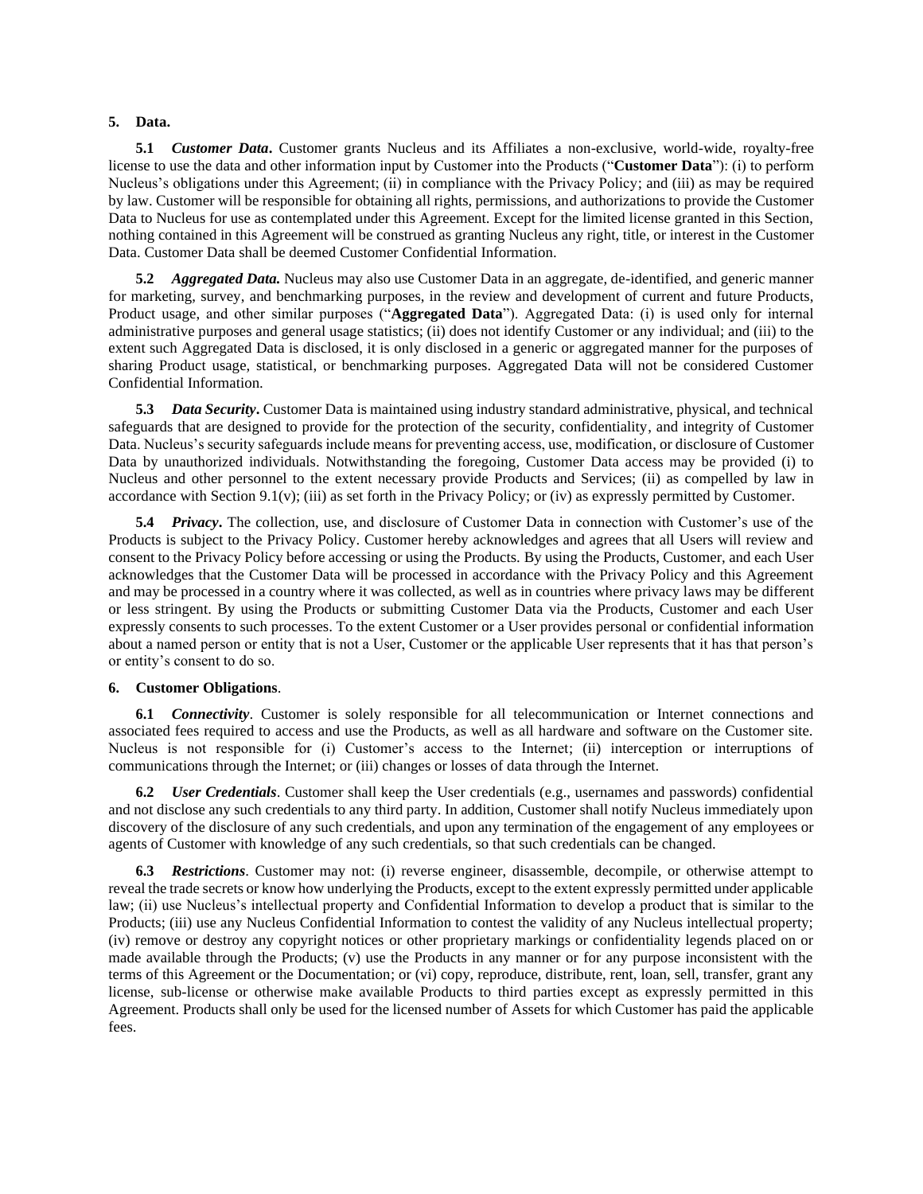**5. Data.**

**5.1** ***Customer Data*****.** Customer grants Nucleus and its Affiliates a non-exclusive, world-wide, royalty-free license to use the data and other information input by Customer into the Products ("**Customer Data**"): (i) to perform Nucleus's obligations under this Agreement; (ii) in compliance with the Privacy Policy; and (iii) as may be required by law. Customer will be responsible for obtaining all rights, permissions, and authorizations to provide the Customer Data to Nucleus for use as contemplated under this Agreement. Except for the limited license granted in this Section, nothing contained in this Agreement will be construed as granting Nucleus any right, title, or interest in the Customer Data. Customer Data shall be deemed Customer Confidential Information.

**5.2** ***Aggregated Data.*** Nucleus may also use Customer Data in an aggregate, de-identified, and generic manner for marketing, survey, and benchmarking purposes, in the review and development of current and future Products, Product usage, and other similar purposes ("**Aggregated Data**"). Aggregated Data: (i) is used only for internal administrative purposes and general usage statistics; (ii) does not identify Customer or any individual; and (iii) to the extent such Aggregated Data is disclosed, it is only disclosed in a generic or aggregated manner for the purposes of sharing Product usage, statistical, or benchmarking purposes. Aggregated Data will not be considered Customer Confidential Information.

**5.3** ***Data Security*****.** Customer Data is maintained using industry standard administrative, physical, and technical safeguards that are designed to provide for the protection of the security, confidentiality, and integrity of Customer Data. Nucleus's security safeguards include means for preventing access, use, modification, or disclosure of Customer Data by unauthorized individuals. Notwithstanding the foregoing, Customer Data access may be provided (i) to Nucleus and other personnel to the extent necessary provide Products and Services; (ii) as compelled by law in accordance with Section 9.1(v); (iii) as set forth in the Privacy Policy; or (iv) as expressly permitted by Customer.

**5.4** ***Privacy*****.** The collection, use, and disclosure of Customer Data in connection with Customer's use of the Products is subject to the Privacy Policy. Customer hereby acknowledges and agrees that all Users will review and consent to the Privacy Policy before accessing or using the Products. By using the Products, Customer, and each User acknowledges that the Customer Data will be processed in accordance with the Privacy Policy and this Agreement and may be processed in a country where it was collected, as well as in countries where privacy laws may be different or less stringent. By using the Products or submitting Customer Data via the Products, Customer and each User expressly consents to such processes. To the extent Customer or a User provides personal or confidential information about a named person or entity that is not a User, Customer or the applicable User represents that it has that person's or entity's consent to do so.

**6. Customer Obligations**.

**6.1** ***Connectivity***. Customer is solely responsible for all telecommunication or Internet connections and associated fees required to access and use the Products, as well as all hardware and software on the Customer site. Nucleus is not responsible for (i) Customer's access to the Internet; (ii) interception or interruptions of communications through the Internet; or (iii) changes or losses of data through the Internet.

**6.2** ***User Credentials***. Customer shall keep the User credentials (e.g., usernames and passwords) confidential and not disclose any such credentials to any third party. In addition, Customer shall notify Nucleus immediately upon discovery of the disclosure of any such credentials, and upon any termination of the engagement of any employees or agents of Customer with knowledge of any such credentials, so that such credentials can be changed.

**6.3** ***Restrictions***. Customer may not: (i) reverse engineer, disassemble, decompile, or otherwise attempt to reveal the trade secrets or know how underlying the Products, except to the extent expressly permitted under applicable law; (ii) use Nucleus's intellectual property and Confidential Information to develop a product that is similar to the Products; (iii) use any Nucleus Confidential Information to contest the validity of any Nucleus intellectual property; (iv) remove or destroy any copyright notices or other proprietary markings or confidentiality legends placed on or made available through the Products; (v) use the Products in any manner or for any purpose inconsistent with the terms of this Agreement or the Documentation; or (vi) copy, reproduce, distribute, rent, loan, sell, transfer, grant any license, sub-license or otherwise make available Products to third parties except as expressly permitted in this Agreement. Products shall only be used for the licensed number of Assets for which Customer has paid the applicable fees.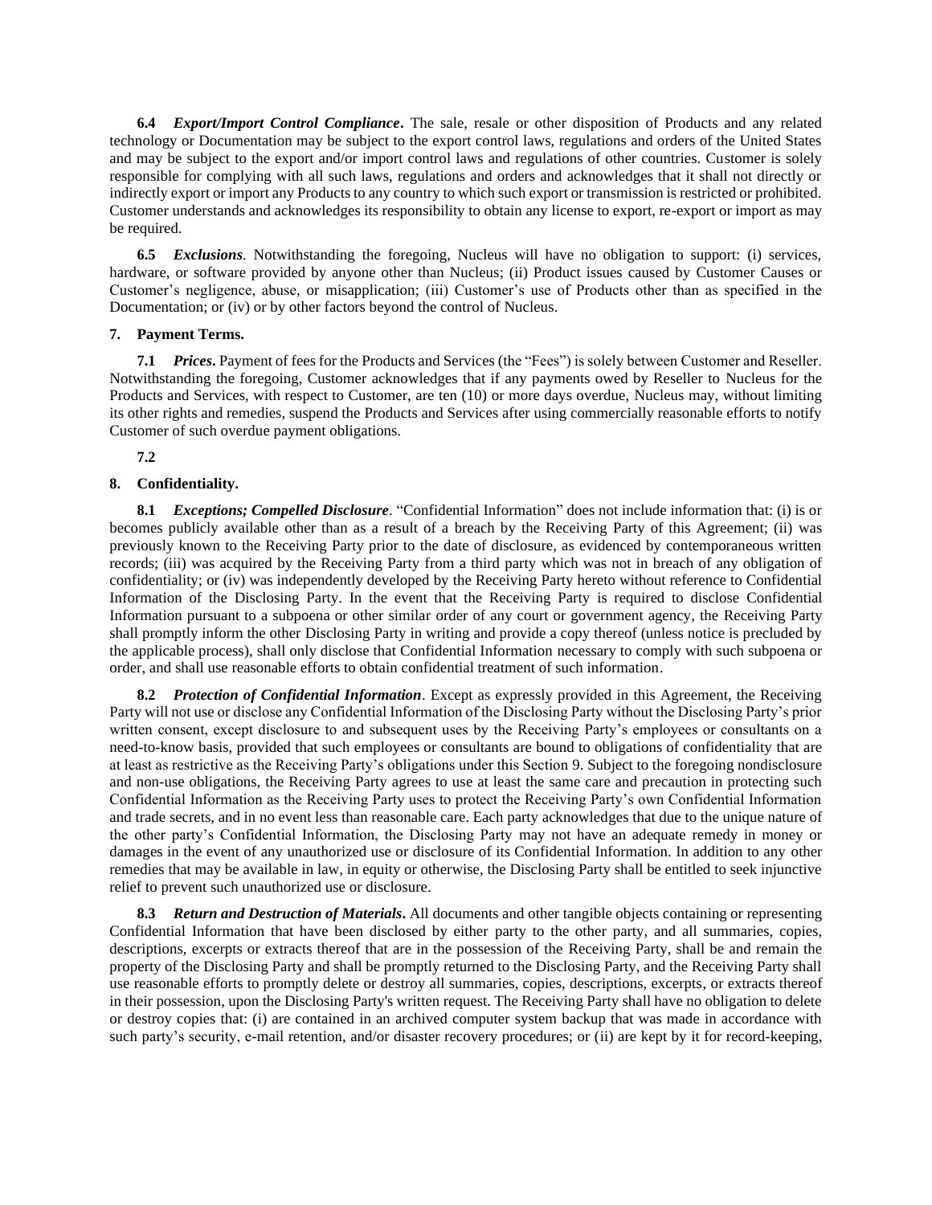**6.4** ***Export/Import Control Compliance*.** The sale, resale or other disposition of Products and any related technology or Documentation may be subject to the export control laws, regulations and orders of the United States and may be subject to the export and/or import control laws and regulations of other countries. Customer is solely responsible for complying with all such laws, regulations and orders and acknowledges that it shall not directly or indirectly export or import any Products to any country to which such export or transmission is restricted or prohibited. Customer understands and acknowledges its responsibility to obtain any license to export, re-export or import as may be required.

**6.5** ***Exclusions***. Notwithstanding the foregoing, Nucleus will have no obligation to support: (i) services, hardware, or software provided by anyone other than Nucleus; (ii) Product issues caused by Customer Causes or Customer's negligence, abuse, or misapplication; (iii) Customer's use of Products other than as specified in the Documentation; or (iv) or by other factors beyond the control of Nucleus.

**7. Payment Terms.**

**7.1** ***Prices*.** Payment of fees for the Products and Services (the "Fees") is solely between Customer and Reseller. Notwithstanding the foregoing, Customer acknowledges that if any payments owed by Reseller to Nucleus for the Products and Services, with respect to Customer, are ten (10) or more days overdue, Nucleus may, without limiting its other rights and remedies, suspend the Products and Services after using commercially reasonable efforts to notify Customer of such overdue payment obligations.

**7.2**

**8. Confidentiality.**

**8.1** ***Exceptions; Compelled Disclosure***. "Confidential Information" does not include information that: (i) is or becomes publicly available other than as a result of a breach by the Receiving Party of this Agreement; (ii) was previously known to the Receiving Party prior to the date of disclosure, as evidenced by contemporaneous written records; (iii) was acquired by the Receiving Party from a third party which was not in breach of any obligation of confidentiality; or (iv) was independently developed by the Receiving Party hereto without reference to Confidential Information of the Disclosing Party. In the event that the Receiving Party is required to disclose Confidential Information pursuant to a subpoena or other similar order of any court or government agency, the Receiving Party shall promptly inform the other Disclosing Party in writing and provide a copy thereof (unless notice is precluded by the applicable process), shall only disclose that Confidential Information necessary to comply with such subpoena or order, and shall use reasonable efforts to obtain confidential treatment of such information.

**8.2** ***Protection of Confidential Information***. Except as expressly provided in this Agreement, the Receiving Party will not use or disclose any Confidential Information of the Disclosing Party without the Disclosing Party's prior written consent, except disclosure to and subsequent uses by the Receiving Party's employees or consultants on a need-to-know basis, provided that such employees or consultants are bound to obligations of confidentiality that are at least as restrictive as the Receiving Party's obligations under this Section 9. Subject to the foregoing nondisclosure and non-use obligations, the Receiving Party agrees to use at least the same care and precaution in protecting such Confidential Information as the Receiving Party uses to protect the Receiving Party's own Confidential Information and trade secrets, and in no event less than reasonable care. Each party acknowledges that due to the unique nature of the other party's Confidential Information, the Disclosing Party may not have an adequate remedy in money or damages in the event of any unauthorized use or disclosure of its Confidential Information. In addition to any other remedies that may be available in law, in equity or otherwise, the Disclosing Party shall be entitled to seek injunctive relief to prevent such unauthorized use or disclosure.

**8.3** ***Return and Destruction of Materials*.** All documents and other tangible objects containing or representing Confidential Information that have been disclosed by either party to the other party, and all summaries, copies, descriptions, excerpts or extracts thereof that are in the possession of the Receiving Party, shall be and remain the property of the Disclosing Party and shall be promptly returned to the Disclosing Party, and the Receiving Party shall use reasonable efforts to promptly delete or destroy all summaries, copies, descriptions, excerpts, or extracts thereof in their possession, upon the Disclosing Party's written request. The Receiving Party shall have no obligation to delete or destroy copies that: (i) are contained in an archived computer system backup that was made in accordance with such party's security, e-mail retention, and/or disaster recovery procedures; or (ii) are kept by it for record-keeping,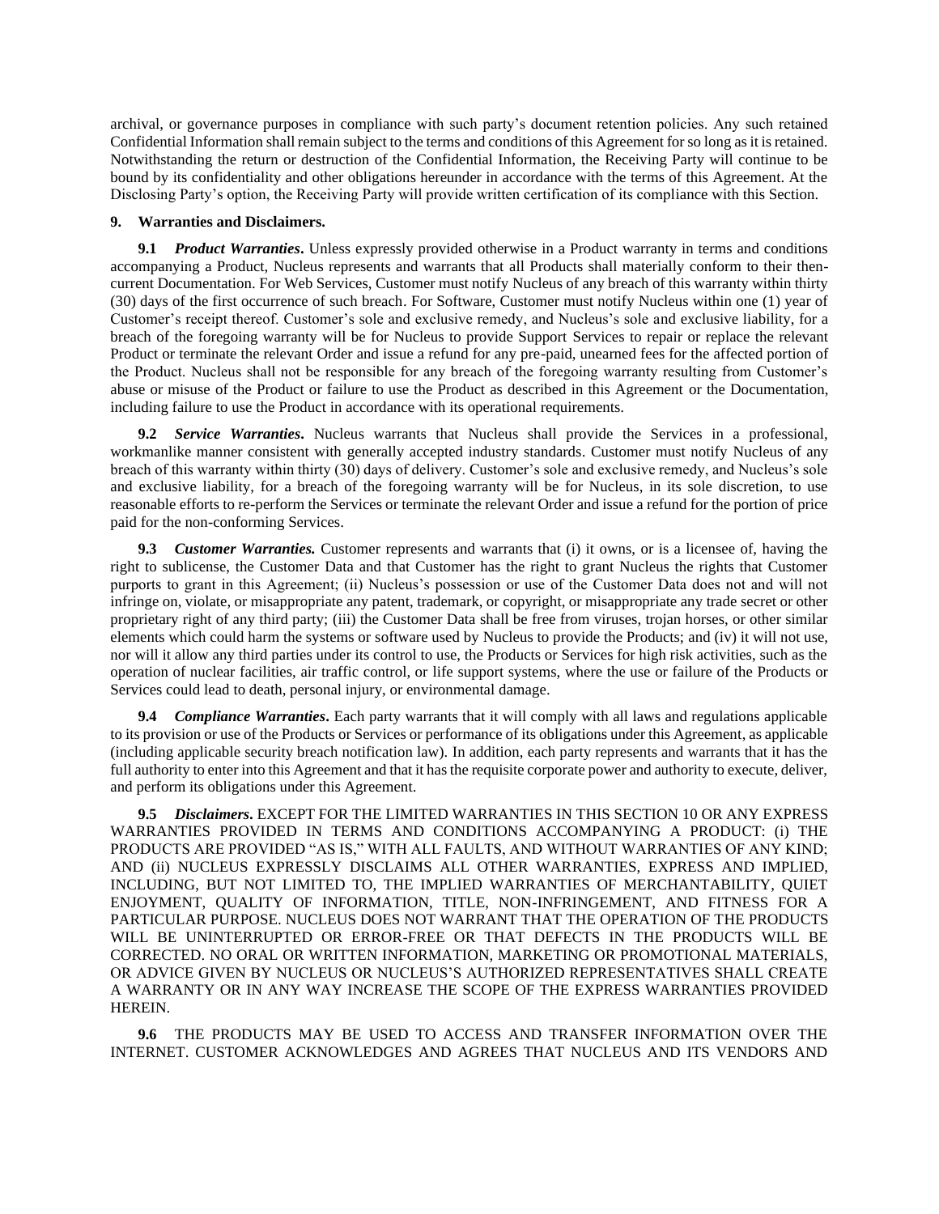archival, or governance purposes in compliance with such party's document retention policies. Any such retained Confidential Information shall remain subject to the terms and conditions of this Agreement for so long as it is retained. Notwithstanding the return or destruction of the Confidential Information, the Receiving Party will continue to be bound by its confidentiality and other obligations hereunder in accordance with the terms of this Agreement. At the Disclosing Party's option, the Receiving Party will provide written certification of its compliance with this Section.

**9. Warranties and Disclaimers.**

**9.1** ***Product Warranties*.** Unless expressly provided otherwise in a Product warranty in terms and conditions accompanying a Product, Nucleus represents and warrants that all Products shall materially conform to their then-current Documentation. For Web Services, Customer must notify Nucleus of any breach of this warranty within thirty (30) days of the first occurrence of such breach. For Software, Customer must notify Nucleus within one (1) year of Customer's receipt thereof. Customer's sole and exclusive remedy, and Nucleus's sole and exclusive liability, for a breach of the foregoing warranty will be for Nucleus to provide Support Services to repair or replace the relevant Product or terminate the relevant Order and issue a refund for any pre-paid, unearned fees for the affected portion of the Product. Nucleus shall not be responsible for any breach of the foregoing warranty resulting from Customer's abuse or misuse of the Product or failure to use the Product as described in this Agreement or the Documentation, including failure to use the Product in accordance with its operational requirements.

**9.2** ***Service Warranties*.** Nucleus warrants that Nucleus shall provide the Services in a professional, workmanlike manner consistent with generally accepted industry standards. Customer must notify Nucleus of any breach of this warranty within thirty (30) days of delivery. Customer's sole and exclusive remedy, and Nucleus's sole and exclusive liability, for a breach of the foregoing warranty will be for Nucleus, in its sole discretion, to use reasonable efforts to re-perform the Services or terminate the relevant Order and issue a refund for the portion of price paid for the non-conforming Services.

**9.3** ***Customer Warranties.*** Customer represents and warrants that (i) it owns, or is a licensee of, having the right to sublicense, the Customer Data and that Customer has the right to grant Nucleus the rights that Customer purports to grant in this Agreement; (ii) Nucleus's possession or use of the Customer Data does not and will not infringe on, violate, or misappropriate any patent, trademark, or copyright, or misappropriate any trade secret or other proprietary right of any third party; (iii) the Customer Data shall be free from viruses, trojan horses, or other similar elements which could harm the systems or software used by Nucleus to provide the Products; and (iv) it will not use, nor will it allow any third parties under its control to use, the Products or Services for high risk activities, such as the operation of nuclear facilities, air traffic control, or life support systems, where the use or failure of the Products or Services could lead to death, personal injury, or environmental damage.

**9.4** ***Compliance Warranties*.** Each party warrants that it will comply with all laws and regulations applicable to its provision or use of the Products or Services or performance of its obligations under this Agreement, as applicable (including applicable security breach notification law). In addition, each party represents and warrants that it has the full authority to enter into this Agreement and that it has the requisite corporate power and authority to execute, deliver, and perform its obligations under this Agreement.

**9.5** ***Disclaimers*.** EXCEPT FOR THE LIMITED WARRANTIES IN THIS SECTION 10 OR ANY EXPRESS WARRANTIES PROVIDED IN TERMS AND CONDITIONS ACCOMPANYING A PRODUCT: (i) THE PRODUCTS ARE PROVIDED "AS IS," WITH ALL FAULTS, AND WITHOUT WARRANTIES OF ANY KIND; AND (ii) NUCLEUS EXPRESSLY DISCLAIMS ALL OTHER WARRANTIES, EXPRESS AND IMPLIED, INCLUDING, BUT NOT LIMITED TO, THE IMPLIED WARRANTIES OF MERCHANTABILITY, QUIET ENJOYMENT, QUALITY OF INFORMATION, TITLE, NON-INFRINGEMENT, AND FITNESS FOR A PARTICULAR PURPOSE. NUCLEUS DOES NOT WARRANT THAT THE OPERATION OF THE PRODUCTS WILL BE UNINTERRUPTED OR ERROR-FREE OR THAT DEFECTS IN THE PRODUCTS WILL BE CORRECTED. NO ORAL OR WRITTEN INFORMATION, MARKETING OR PROMOTIONAL MATERIALS, OR ADVICE GIVEN BY NUCLEUS OR NUCLEUS'S AUTHORIZED REPRESENTATIVES SHALL CREATE A WARRANTY OR IN ANY WAY INCREASE THE SCOPE OF THE EXPRESS WARRANTIES PROVIDED HEREIN.

**9.6** THE PRODUCTS MAY BE USED TO ACCESS AND TRANSFER INFORMATION OVER THE INTERNET. CUSTOMER ACKNOWLEDGES AND AGREES THAT NUCLEUS AND ITS VENDORS AND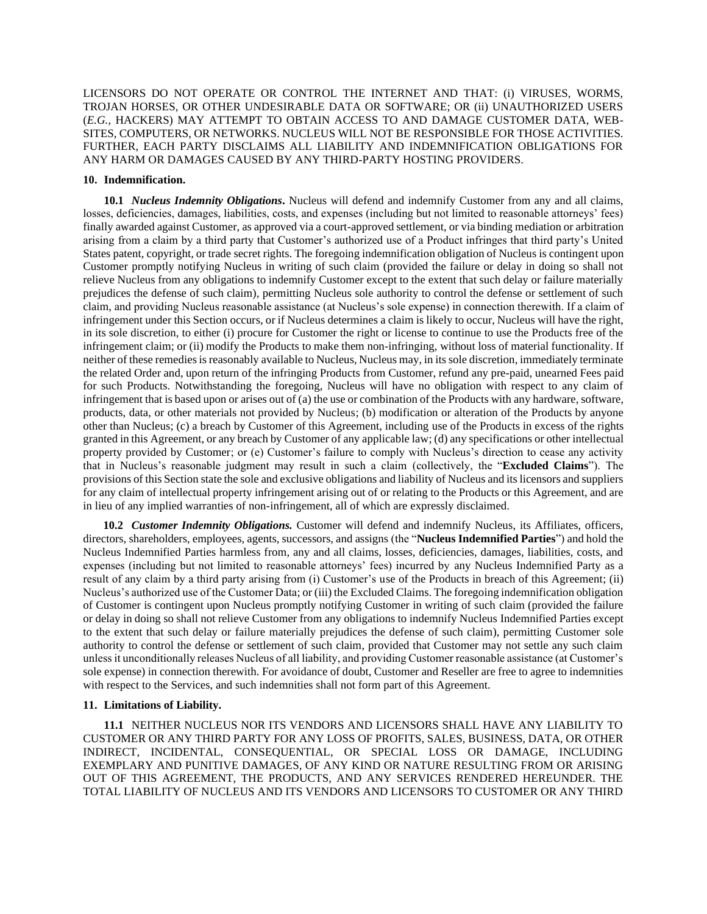LICENSORS DO NOT OPERATE OR CONTROL THE INTERNET AND THAT: (i) VIRUSES, WORMS, TROJAN HORSES, OR OTHER UNDESIRABLE DATA OR SOFTWARE; OR (ii) UNAUTHORIZED USERS (*E.G.*, HACKERS) MAY ATTEMPT TO OBTAIN ACCESS TO AND DAMAGE CUSTOMER DATA, WEB-SITES, COMPUTERS, OR NETWORKS. NUCLEUS WILL NOT BE RESPONSIBLE FOR THOSE ACTIVITIES. FURTHER, EACH PARTY DISCLAIMS ALL LIABILITY AND INDEMNIFICATION OBLIGATIONS FOR ANY HARM OR DAMAGES CAUSED BY ANY THIRD-PARTY HOSTING PROVIDERS.

**10. Indemnification.**

**10.1** ***Nucleus Indemnity Obligations*.** Nucleus will defend and indemnify Customer from any and all claims, losses, deficiencies, damages, liabilities, costs, and expenses (including but not limited to reasonable attorneys' fees) finally awarded against Customer, as approved via a court-approved settlement, or via binding mediation or arbitration arising from a claim by a third party that Customer's authorized use of a Product infringes that third party's United States patent, copyright, or trade secret rights. The foregoing indemnification obligation of Nucleus is contingent upon Customer promptly notifying Nucleus in writing of such claim (provided the failure or delay in doing so shall not relieve Nucleus from any obligations to indemnify Customer except to the extent that such delay or failure materially prejudices the defense of such claim), permitting Nucleus sole authority to control the defense or settlement of such claim, and providing Nucleus reasonable assistance (at Nucleus's sole expense) in connection therewith. If a claim of infringement under this Section occurs, or if Nucleus determines a claim is likely to occur, Nucleus will have the right, in its sole discretion, to either (i) procure for Customer the right or license to continue to use the Products free of the infringement claim; or (ii) modify the Products to make them non-infringing, without loss of material functionality. If neither of these remedies is reasonably available to Nucleus, Nucleus may, in its sole discretion, immediately terminate the related Order and, upon return of the infringing Products from Customer, refund any pre-paid, unearned Fees paid for such Products. Notwithstanding the foregoing, Nucleus will have no obligation with respect to any claim of infringement that is based upon or arises out of (a) the use or combination of the Products with any hardware, software, products, data, or other materials not provided by Nucleus; (b) modification or alteration of the Products by anyone other than Nucleus; (c) a breach by Customer of this Agreement, including use of the Products in excess of the rights granted in this Agreement, or any breach by Customer of any applicable law; (d) any specifications or other intellectual property provided by Customer; or (e) Customer's failure to comply with Nucleus's direction to cease any activity that in Nucleus's reasonable judgment may result in such a claim (collectively, the "**Excluded Claims**"). The provisions of this Section state the sole and exclusive obligations and liability of Nucleus and its licensors and suppliers for any claim of intellectual property infringement arising out of or relating to the Products or this Agreement, and are in lieu of any implied warranties of non-infringement, all of which are expressly disclaimed.

**10.2** ***Customer Indemnity Obligations.*** Customer will defend and indemnify Nucleus, its Affiliates, officers, directors, shareholders, employees, agents, successors, and assigns (the "**Nucleus Indemnified Parties**") and hold the Nucleus Indemnified Parties harmless from, any and all claims, losses, deficiencies, damages, liabilities, costs, and expenses (including but not limited to reasonable attorneys' fees) incurred by any Nucleus Indemnified Party as a result of any claim by a third party arising from (i) Customer's use of the Products in breach of this Agreement; (ii) Nucleus's authorized use of the Customer Data; or (iii) the Excluded Claims. The foregoing indemnification obligation of Customer is contingent upon Nucleus promptly notifying Customer in writing of such claim (provided the failure or delay in doing so shall not relieve Customer from any obligations to indemnify Nucleus Indemnified Parties except to the extent that such delay or failure materially prejudices the defense of such claim), permitting Customer sole authority to control the defense or settlement of such claim, provided that Customer may not settle any such claim unless it unconditionally releases Nucleus of all liability, and providing Customer reasonable assistance (at Customer's sole expense) in connection therewith. For avoidance of doubt, Customer and Reseller are free to agree to indemnities with respect to the Services, and such indemnities shall not form part of this Agreement.

**11. Limitations of Liability.**

**11.1** NEITHER NUCLEUS NOR ITS VENDORS AND LICENSORS SHALL HAVE ANY LIABILITY TO CUSTOMER OR ANY THIRD PARTY FOR ANY LOSS OF PROFITS, SALES, BUSINESS, DATA, OR OTHER INDIRECT, INCIDENTAL, CONSEQUENTIAL, OR SPECIAL LOSS OR DAMAGE, INCLUDING EXEMPLARY AND PUNITIVE DAMAGES, OF ANY KIND OR NATURE RESULTING FROM OR ARISING OUT OF THIS AGREEMENT, THE PRODUCTS, AND ANY SERVICES RENDERED HEREUNDER. THE TOTAL LIABILITY OF NUCLEUS AND ITS VENDORS AND LICENSORS TO CUSTOMER OR ANY THIRD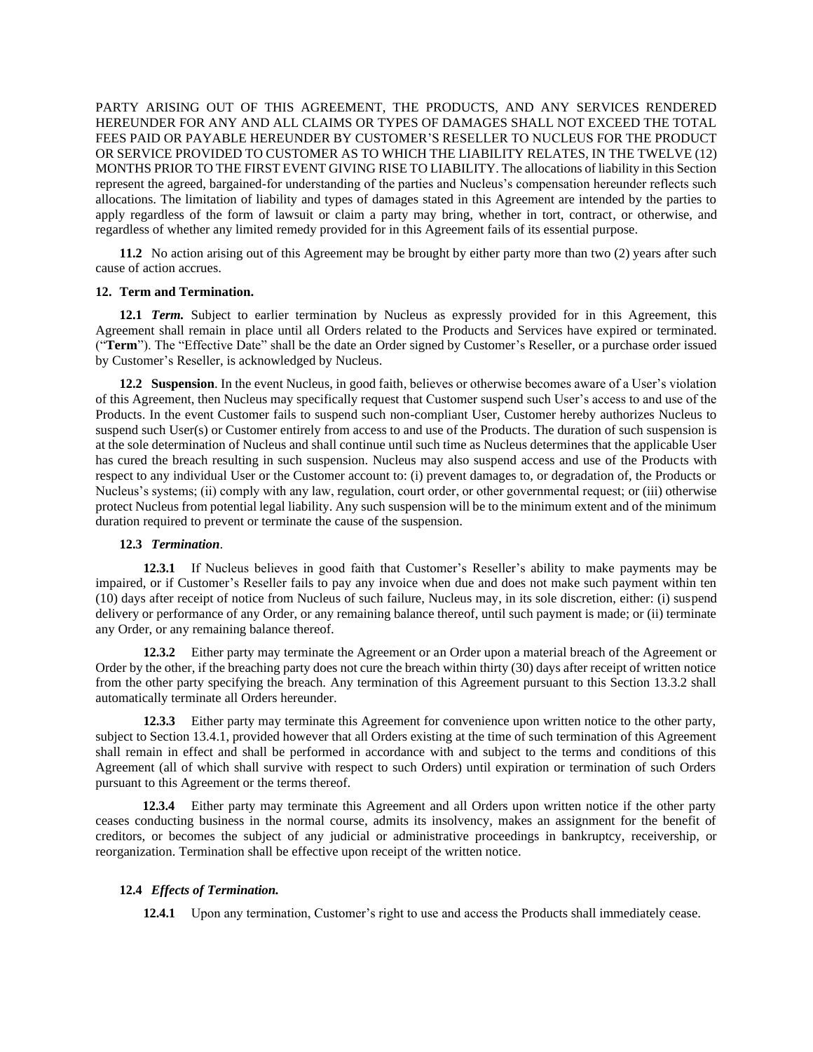PARTY ARISING OUT OF THIS AGREEMENT, THE PRODUCTS, AND ANY SERVICES RENDERED HEREUNDER FOR ANY AND ALL CLAIMS OR TYPES OF DAMAGES SHALL NOT EXCEED THE TOTAL FEES PAID OR PAYABLE HEREUNDER BY CUSTOMER'S RESELLER TO NUCLEUS FOR THE PRODUCT OR SERVICE PROVIDED TO CUSTOMER AS TO WHICH THE LIABILITY RELATES, IN THE TWELVE (12) MONTHS PRIOR TO THE FIRST EVENT GIVING RISE TO LIABILITY. The allocations of liability in this Section represent the agreed, bargained-for understanding of the parties and Nucleus's compensation hereunder reflects such allocations. The limitation of liability and types of damages stated in this Agreement are intended by the parties to apply regardless of the form of lawsuit or claim a party may bring, whether in tort, contract, or otherwise, and regardless of whether any limited remedy provided for in this Agreement fails of its essential purpose.

**11.2** No action arising out of this Agreement may be brought by either party more than two (2) years after such cause of action accrues.

**12. Term and Termination.**

**12.1** ***Term.*** Subject to earlier termination by Nucleus as expressly provided for in this Agreement, this Agreement shall remain in place until all Orders related to the Products and Services have expired or terminated. ("**Term**"). The "Effective Date" shall be the date an Order signed by Customer's Reseller, or a purchase order issued by Customer's Reseller, is acknowledged by Nucleus.

**12.2** **Suspension**. In the event Nucleus, in good faith, believes or otherwise becomes aware of a User's violation of this Agreement, then Nucleus may specifically request that Customer suspend such User's access to and use of the Products. In the event Customer fails to suspend such non-compliant User, Customer hereby authorizes Nucleus to suspend such User(s) or Customer entirely from access to and use of the Products. The duration of such suspension is at the sole determination of Nucleus and shall continue until such time as Nucleus determines that the applicable User has cured the breach resulting in such suspension. Nucleus may also suspend access and use of the Products with respect to any individual User or the Customer account to: (i) prevent damages to, or degradation of, the Products or Nucleus's systems; (ii) comply with any law, regulation, court order, or other governmental request; or (iii) otherwise protect Nucleus from potential legal liability. Any such suspension will be to the minimum extent and of the minimum duration required to prevent or terminate the cause of the suspension.

**12.3** ***Termination***.

**12.3.1** If Nucleus believes in good faith that Customer's Reseller's ability to make payments may be impaired, or if Customer's Reseller fails to pay any invoice when due and does not make such payment within ten (10) days after receipt of notice from Nucleus of such failure, Nucleus may, in its sole discretion, either: (i) suspend delivery or performance of any Order, or any remaining balance thereof, until such payment is made; or (ii) terminate any Order, or any remaining balance thereof.

**12.3.2** Either party may terminate the Agreement or an Order upon a material breach of the Agreement or Order by the other, if the breaching party does not cure the breach within thirty (30) days after receipt of written notice from the other party specifying the breach. Any termination of this Agreement pursuant to this Section 13.3.2 shall automatically terminate all Orders hereunder.

**12.3.3** Either party may terminate this Agreement for convenience upon written notice to the other party, subject to Section 13.4.1, provided however that all Orders existing at the time of such termination of this Agreement shall remain in effect and shall be performed in accordance with and subject to the terms and conditions of this Agreement (all of which shall survive with respect to such Orders) until expiration or termination of such Orders pursuant to this Agreement or the terms thereof.

**12.3.4** Either party may terminate this Agreement and all Orders upon written notice if the other party ceases conducting business in the normal course, admits its insolvency, makes an assignment for the benefit of creditors, or becomes the subject of any judicial or administrative proceedings in bankruptcy, receivership, or reorganization. Termination shall be effective upon receipt of the written notice.

**12.4** ***Effects of Termination.***

**12.4.1** Upon any termination, Customer's right to use and access the Products shall immediately cease.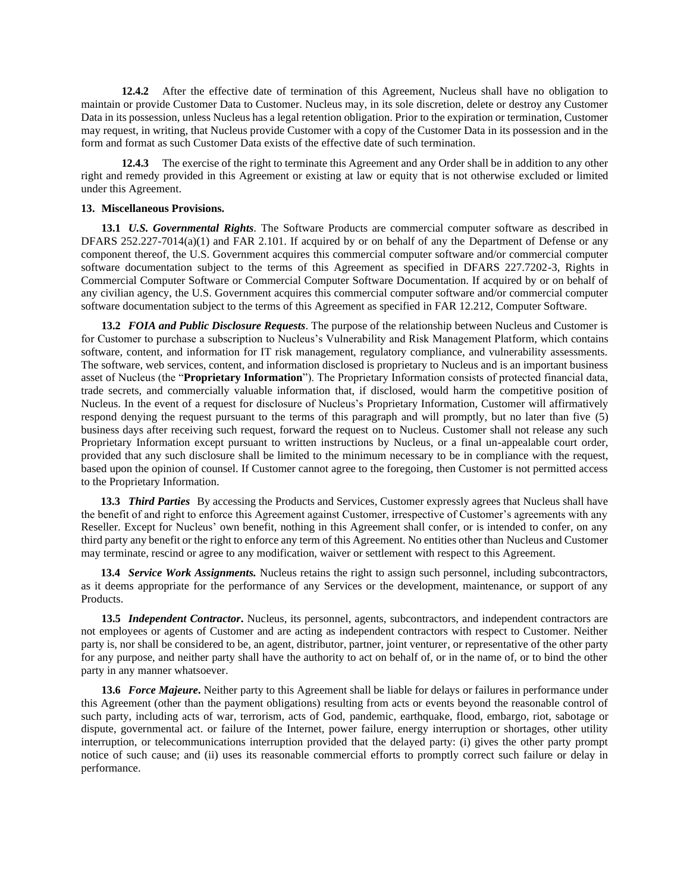**12.4.2** After the effective date of termination of this Agreement, Nucleus shall have no obligation to maintain or provide Customer Data to Customer. Nucleus may, in its sole discretion, delete or destroy any Customer Data in its possession, unless Nucleus has a legal retention obligation. Prior to the expiration or termination, Customer may request, in writing, that Nucleus provide Customer with a copy of the Customer Data in its possession and in the form and format as such Customer Data exists of the effective date of such termination.

**12.4.3** The exercise of the right to terminate this Agreement and any Order shall be in addition to any other right and remedy provided in this Agreement or existing at law or equity that is not otherwise excluded or limited under this Agreement.

**13. Miscellaneous Provisions.**

**13.1** ***U.S. Governmental Rights***. The Software Products are commercial computer software as described in DFARS 252.227-7014(a)(1) and FAR 2.101. If acquired by or on behalf of any the Department of Defense or any component thereof, the U.S. Government acquires this commercial computer software and/or commercial computer software documentation subject to the terms of this Agreement as specified in DFARS 227.7202-3, Rights in Commercial Computer Software or Commercial Computer Software Documentation. If acquired by or on behalf of any civilian agency, the U.S. Government acquires this commercial computer software and/or commercial computer software documentation subject to the terms of this Agreement as specified in FAR 12.212, Computer Software.

**13.2** ***FOIA and Public Disclosure Requests***. The purpose of the relationship between Nucleus and Customer is for Customer to purchase a subscription to Nucleus's Vulnerability and Risk Management Platform, which contains software, content, and information for IT risk management, regulatory compliance, and vulnerability assessments. The software, web services, content, and information disclosed is proprietary to Nucleus and is an important business asset of Nucleus (the "**Proprietary Information**"). The Proprietary Information consists of protected financial data, trade secrets, and commercially valuable information that, if disclosed, would harm the competitive position of Nucleus. In the event of a request for disclosure of Nucleus's Proprietary Information, Customer will affirmatively respond denying the request pursuant to the terms of this paragraph and will promptly, but no later than five (5) business days after receiving such request, forward the request on to Nucleus. Customer shall not release any such Proprietary Information except pursuant to written instructions by Nucleus, or a final un-appealable court order, provided that any such disclosure shall be limited to the minimum necessary to be in compliance with the request, based upon the opinion of counsel. If Customer cannot agree to the foregoing, then Customer is not permitted access to the Proprietary Information.

**13.3** ***Third Parties*** By accessing the Products and Services, Customer expressly agrees that Nucleus shall have the benefit of and right to enforce this Agreement against Customer, irrespective of Customer's agreements with any Reseller. Except for Nucleus' own benefit, nothing in this Agreement shall confer, or is intended to confer, on any third party any benefit or the right to enforce any term of this Agreement. No entities other than Nucleus and Customer may terminate, rescind or agree to any modification, waiver or settlement with respect to this Agreement.

**13.4** ***Service Work Assignments.*** Nucleus retains the right to assign such personnel, including subcontractors, as it deems appropriate for the performance of any Services or the development, maintenance, or support of any Products.

**13.5** ***Independent Contractor***. Nucleus, its personnel, agents, subcontractors, and independent contractors are not employees or agents of Customer and are acting as independent contractors with respect to Customer. Neither party is, nor shall be considered to be, an agent, distributor, partner, joint venturer, or representative of the other party for any purpose, and neither party shall have the authority to act on behalf of, or in the name of, or to bind the other party in any manner whatsoever.

**13.6** ***Force Majeure***. Neither party to this Agreement shall be liable for delays or failures in performance under this Agreement (other than the payment obligations) resulting from acts or events beyond the reasonable control of such party, including acts of war, terrorism, acts of God, pandemic, earthquake, flood, embargo, riot, sabotage or dispute, governmental act. or failure of the Internet, power failure, energy interruption or shortages, other utility interruption, or telecommunications interruption provided that the delayed party: (i) gives the other party prompt notice of such cause; and (ii) uses its reasonable commercial efforts to promptly correct such failure or delay in performance.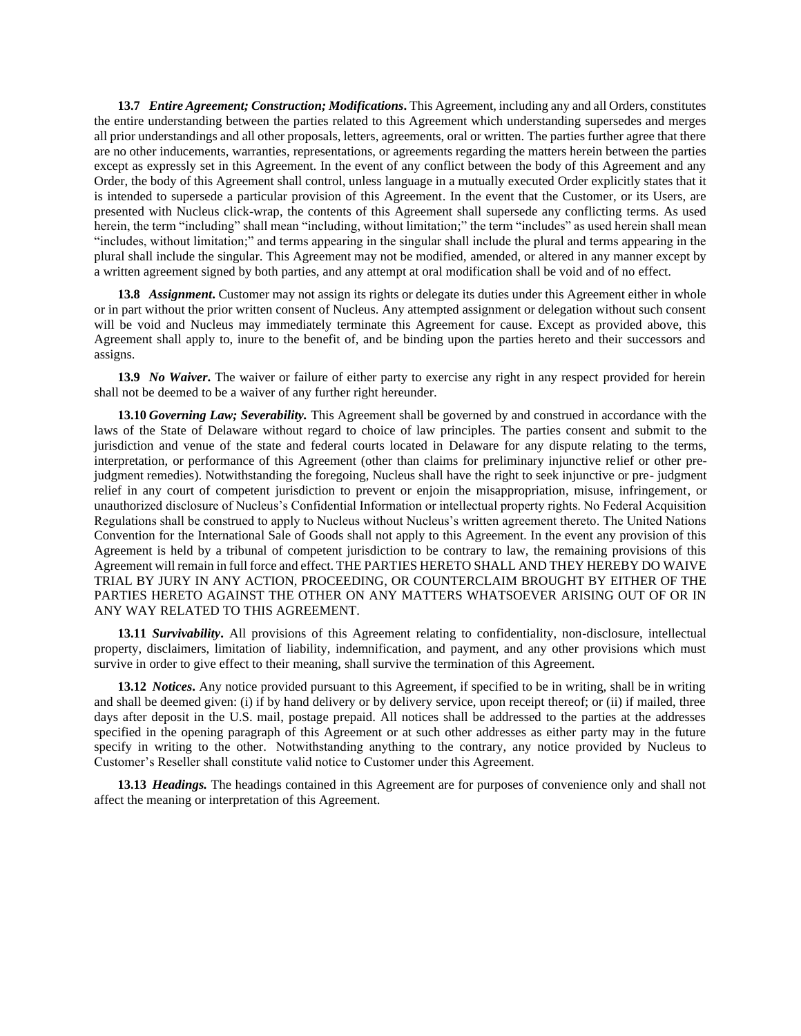**13.7** ***Entire Agreement; Construction; Modifications*****.** This Agreement, including any and all Orders, constitutes the entire understanding between the parties related to this Agreement which understanding supersedes and merges all prior understandings and all other proposals, letters, agreements, oral or written. The parties further agree that there are no other inducements, warranties, representations, or agreements regarding the matters herein between the parties except as expressly set in this Agreement. In the event of any conflict between the body of this Agreement and any Order, the body of this Agreement shall control, unless language in a mutually executed Order explicitly states that it is intended to supersede a particular provision of this Agreement. In the event that the Customer, or its Users, are presented with Nucleus click-wrap, the contents of this Agreement shall supersede any conflicting terms. As used herein, the term "including" shall mean "including, without limitation;" the term "includes" as used herein shall mean "includes, without limitation;" and terms appearing in the singular shall include the plural and terms appearing in the plural shall include the singular. This Agreement may not be modified, amended, or altered in any manner except by a written agreement signed by both parties, and any attempt at oral modification shall be void and of no effect.

**13.8** ***Assignment*****.** Customer may not assign its rights or delegate its duties under this Agreement either in whole or in part without the prior written consent of Nucleus. Any attempted assignment or delegation without such consent will be void and Nucleus may immediately terminate this Agreement for cause. Except as provided above, this Agreement shall apply to, inure to the benefit of, and be binding upon the parties hereto and their successors and assigns.

**13.9** ***No Waiver*****.** The waiver or failure of either party to exercise any right in any respect provided for herein shall not be deemed to be a waiver of any further right hereunder.

**13.10** ***Governing Law; Severability.*** This Agreement shall be governed by and construed in accordance with the laws of the State of Delaware without regard to choice of law principles. The parties consent and submit to the jurisdiction and venue of the state and federal courts located in Delaware for any dispute relating to the terms, interpretation, or performance of this Agreement (other than claims for preliminary injunctive relief or other pre-judgment remedies). Notwithstanding the foregoing, Nucleus shall have the right to seek injunctive or pre- judgment relief in any court of competent jurisdiction to prevent or enjoin the misappropriation, misuse, infringement, or unauthorized disclosure of Nucleus's Confidential Information or intellectual property rights. No Federal Acquisition Regulations shall be construed to apply to Nucleus without Nucleus's written agreement thereto. The United Nations Convention for the International Sale of Goods shall not apply to this Agreement. In the event any provision of this Agreement is held by a tribunal of competent jurisdiction to be contrary to law, the remaining provisions of this Agreement will remain in full force and effect. THE PARTIES HERETO SHALL AND THEY HEREBY DO WAIVE TRIAL BY JURY IN ANY ACTION, PROCEEDING, OR COUNTERCLAIM BROUGHT BY EITHER OF THE PARTIES HERETO AGAINST THE OTHER ON ANY MATTERS WHATSOEVER ARISING OUT OF OR IN ANY WAY RELATED TO THIS AGREEMENT.

**13.11** ***Survivability*****.** All provisions of this Agreement relating to confidentiality, non-disclosure, intellectual property, disclaimers, limitation of liability, indemnification, and payment, and any other provisions which must survive in order to give effect to their meaning, shall survive the termination of this Agreement.

**13.12** ***Notices*****.** Any notice provided pursuant to this Agreement, if specified to be in writing, shall be in writing and shall be deemed given: (i) if by hand delivery or by delivery service, upon receipt thereof; or (ii) if mailed, three days after deposit in the U.S. mail, postage prepaid. All notices shall be addressed to the parties at the addresses specified in the opening paragraph of this Agreement or at such other addresses as either party may in the future specify in writing to the other. Notwithstanding anything to the contrary, any notice provided by Nucleus to Customer's Reseller shall constitute valid notice to Customer under this Agreement.

**13.13** ***Headings.*** The headings contained in this Agreement are for purposes of convenience only and shall not affect the meaning or interpretation of this Agreement.